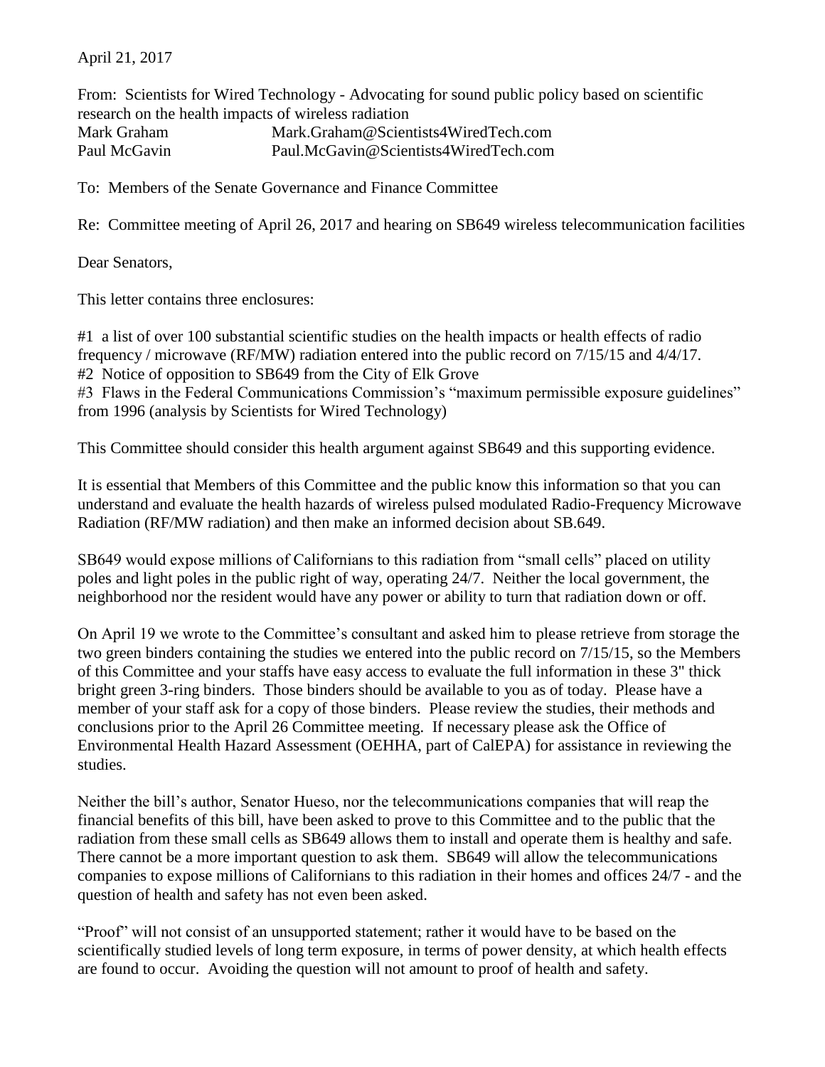April 21, 2017

From: Scientists for Wired Technology - Advocating for sound public policy based on scientific research on the health impacts of wireless radiation

Mark Graham Mark.Graham@Scientists4WiredTech.com

Paul McGavin Paul.McGavin@Scientists4WiredTech.com

To: Members of the Senate Governance and Finance Committee

Re: Committee meeting of April 26, 2017 and hearing on SB649 wireless telecommunication facilities

Dear Senators,

This letter contains three enclosures:

#1 a list of over 100 substantial scientific studies on the health impacts or health effects of radio frequency / microwave (RF/MW) radiation entered into the public record on 7/15/15 and 4/4/17.
#2 Notice of opposition to SB649 from the City of Elk Grove
#3 Flaws in the Federal Communications Commission's "maximum permissible exposure guidelines" from 1996 (analysis by Scientists for Wired Technology)

This Committee should consider this health argument against SB649 and this supporting evidence.

It is essential that Members of this Committee and the public know this information so that you can understand and evaluate the health hazards of wireless pulsed modulated Radio-Frequency Microwave Radiation (RF/MW radiation) and then make an informed decision about SB.649.

SB649 would expose millions of Californians to this radiation from "small cells" placed on utility poles and light poles in the public right of way, operating 24/7. Neither the local government, the neighborhood nor the resident would have any power or ability to turn that radiation down or off.

On April 19 we wrote to the Committee's consultant and asked him to please retrieve from storage the two green binders containing the studies we entered into the public record on 7/15/15, so the Members of this Committee and your staffs have easy access to evaluate the full information in these 3" thick bright green 3-ring binders. Those binders should be available to you as of today. Please have a member of your staff ask for a copy of those binders. Please review the studies, their methods and conclusions prior to the April 26 Committee meeting. If necessary please ask the Office of Environmental Health Hazard Assessment (OEHHA, part of CalEPA) for assistance in reviewing the studies.

Neither the bill's author, Senator Hueso, nor the telecommunications companies that will reap the financial benefits of this bill, have been asked to prove to this Committee and to the public that the radiation from these small cells as SB649 allows them to install and operate them is healthy and safe. There cannot be a more important question to ask them. SB649 will allow the telecommunications companies to expose millions of Californians to this radiation in their homes and offices 24/7 - and the question of health and safety has not even been asked.

"Proof" will not consist of an unsupported statement; rather it would have to be based on the scientifically studied levels of long term exposure, in terms of power density, at which health effects are found to occur. Avoiding the question will not amount to proof of health and safety.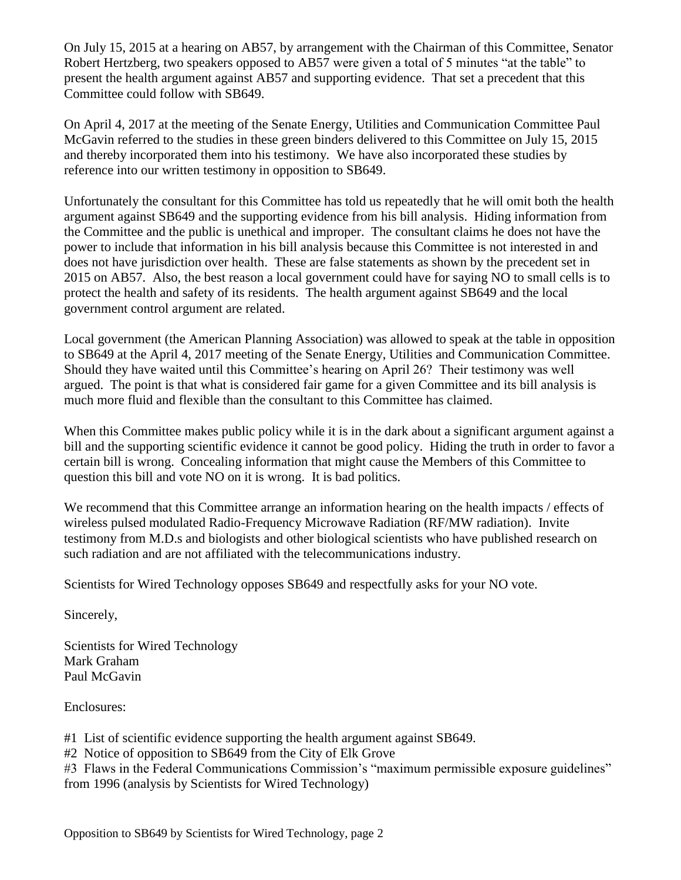On July 15, 2015 at a hearing on AB57, by arrangement with the Chairman of this Committee, Senator Robert Hertzberg, two speakers opposed to AB57 were given a total of 5 minutes "at the table" to present the health argument against AB57 and supporting evidence. That set a precedent that this Committee could follow with SB649.

On April 4, 2017 at the meeting of the Senate Energy, Utilities and Communication Committee Paul McGavin referred to the studies in these green binders delivered to this Committee on July 15, 2015 and thereby incorporated them into his testimony. We have also incorporated these studies by reference into our written testimony in opposition to SB649.

Unfortunately the consultant for this Committee has told us repeatedly that he will omit both the health argument against SB649 and the supporting evidence from his bill analysis. Hiding information from the Committee and the public is unethical and improper. The consultant claims he does not have the power to include that information in his bill analysis because this Committee is not interested in and does not have jurisdiction over health. These are false statements as shown by the precedent set in 2015 on AB57. Also, the best reason a local government could have for saying NO to small cells is to protect the health and safety of its residents. The health argument against SB649 and the local government control argument are related.

Local government (the American Planning Association) was allowed to speak at the table in opposition to SB649 at the April 4, 2017 meeting of the Senate Energy, Utilities and Communication Committee. Should they have waited until this Committee's hearing on April 26? Their testimony was well argued. The point is that what is considered fair game for a given Committee and its bill analysis is much more fluid and flexible than the consultant to this Committee has claimed.

When this Committee makes public policy while it is in the dark about a significant argument against a bill and the supporting scientific evidence it cannot be good policy. Hiding the truth in order to favor a certain bill is wrong. Concealing information that might cause the Members of this Committee to question this bill and vote NO on it is wrong. It is bad politics.

We recommend that this Committee arrange an information hearing on the health impacts / effects of wireless pulsed modulated Radio-Frequency Microwave Radiation (RF/MW radiation). Invite testimony from M.D.s and biologists and other biological scientists who have published research on such radiation and are not affiliated with the telecommunications industry.

Scientists for Wired Technology opposes SB649 and respectfully asks for your NO vote.

Sincerely,

Scientists for Wired Technology  
Mark Graham  
Paul McGavin

Enclosures:

#1 List of scientific evidence supporting the health argument against SB649.  
#2 Notice of opposition to SB649 from the City of Elk Grove  
#3 Flaws in the Federal Communications Commission's "maximum permissible exposure guidelines" from 1996 (analysis by Scientists for Wired Technology)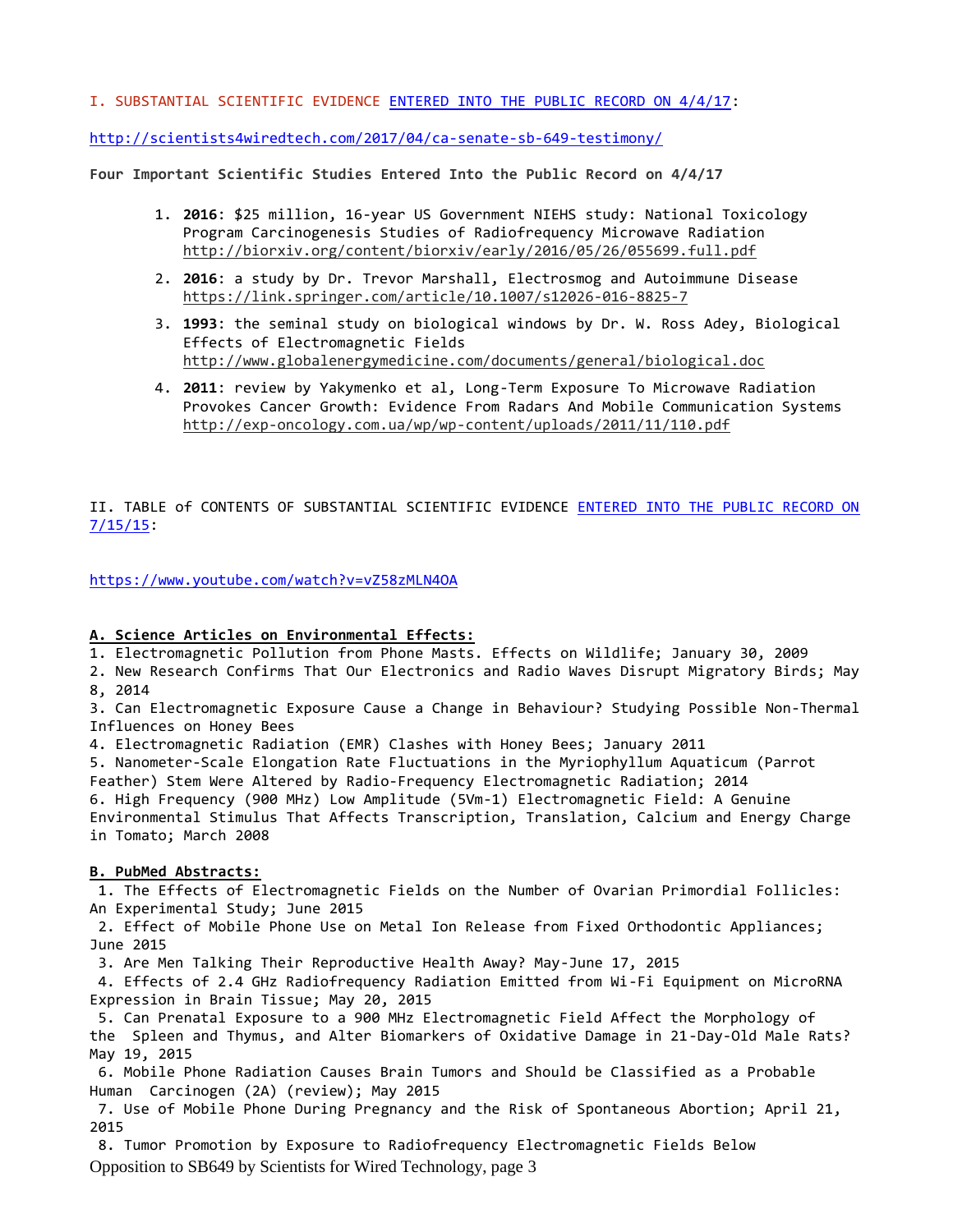I. SUBSTANTIAL SCIENTIFIC EVIDENCE ENTERED INTO THE PUBLIC RECORD ON 4/4/17:

http://scientists4wiredtech.com/2017/04/ca-senate-sb-649-testimony/

**Four Important Scientific Studies Entered Into the Public Record on 4/4/17**

1. **2016**: $25 million, 16-year US Government NIEHS study: National Toxicology Program Carcinogenesis Studies of Radiofrequency Microwave Radiation http://biorxiv.org/content/biorxiv/early/2016/05/26/055699.full.pdf
2. **2016**: a study by Dr. Trevor Marshall, Electrosmog and Autoimmune Disease https://link.springer.com/article/10.1007/s12026-016-8825-7
3. **1993**: the seminal study on biological windows by Dr. W. Ross Adey, Biological Effects of Electromagnetic Fields http://www.globalenergymedicine.com/documents/general/biological.doc
4. **2011**: review by Yakymenko et al, Long-Term Exposure To Microwave Radiation Provokes Cancer Growth: Evidence From Radars And Mobile Communication Systems http://exp-oncology.com.ua/wp/wp-content/uploads/2011/11/110.pdf

II. TABLE of CONTENTS OF SUBSTANTIAL SCIENTIFIC EVIDENCE ENTERED INTO THE PUBLIC RECORD ON 7/15/15:

https://www.youtube.com/watch?v=vZ58zMLN4OA

**A. Science Articles on Environmental Effects:**

1. Electromagnetic Pollution from Phone Masts. Effects on Wildlife; January 30, 2009
2. New Research Confirms That Our Electronics and Radio Waves Disrupt Migratory Birds; May 8, 2014
3. Can Electromagnetic Exposure Cause a Change in Behaviour? Studying Possible Non-Thermal Influences on Honey Bees
4. Electromagnetic Radiation (EMR) Clashes with Honey Bees; January 2011
5. Nanometer-Scale Elongation Rate Fluctuations in the Myriophyllum Aquaticum (Parrot Feather) Stem Were Altered by Radio-Frequency Electromagnetic Radiation; 2014
6. High Frequency (900 MHz) Low Amplitude (5Vm-1) Electromagnetic Field: A Genuine Environmental Stimulus That Affects Transcription, Translation, Calcium and Energy Charge in Tomato; March 2008

**B. PubMed Abstracts:**

1. The Effects of Electromagnetic Fields on the Number of Ovarian Primordial Follicles: An Experimental Study; June 2015
2. Effect of Mobile Phone Use on Metal Ion Release from Fixed Orthodontic Appliances; June 2015
3. Are Men Talking Their Reproductive Health Away? May-June 17, 2015
4. Effects of 2.4 GHz Radiofrequency Radiation Emitted from Wi-Fi Equipment on MicroRNA Expression in Brain Tissue; May 20, 2015
5. Can Prenatal Exposure to a 900 MHz Electromagnetic Field Affect the Morphology of the Spleen and Thymus, and Alter Biomarkers of Oxidative Damage in 21-Day-Old Male Rats? May 19, 2015
6. Mobile Phone Radiation Causes Brain Tumors and Should be Classified as a Probable Human Carcinogen (2A) (review); May 2015
7. Use of Mobile Phone During Pregnancy and the Risk of Spontaneous Abortion; April 21, 2015
8. Tumor Promotion by Exposure to Radiofrequency Electromagnetic Fields Below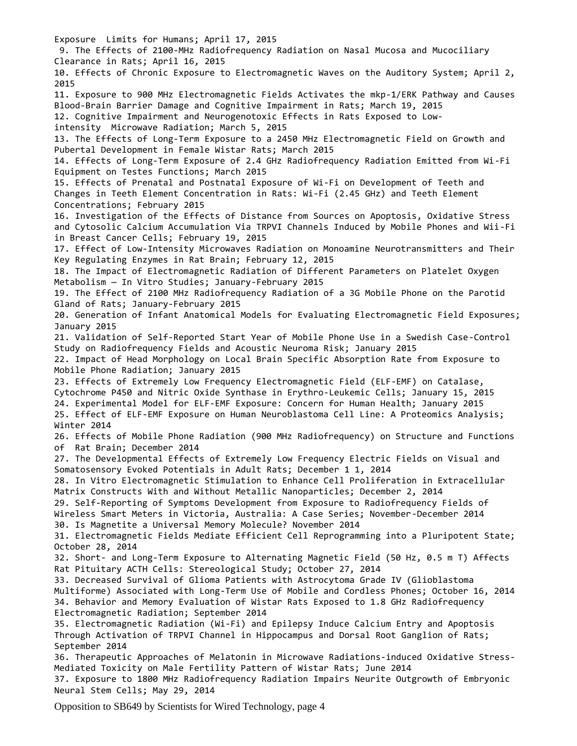Exposure Limits for Humans; April 17, 2015

9. The Effects of 2100-MHz Radiofrequency Radiation on Nasal Mucosa and Mucociliary Clearance in Rats; April 16, 2015
10. Effects of Chronic Exposure to Electromagnetic Waves on the Auditory System; April 2, 2015
11. Exposure to 900 MHz Electromagnetic Fields Activates the mkp-1/ERK Pathway and Causes Blood-Brain Barrier Damage and Cognitive Impairment in Rats; March 19, 2015
12. Cognitive Impairment and Neurogenotoxic Effects in Rats Exposed to Low-intensity Microwave Radiation; March 5, 2015
13. The Effects of Long-Term Exposure to a 2450 MHz Electromagnetic Field on Growth and Pubertal Development in Female Wistar Rats; March 2015
14. Effects of Long-Term Exposure of 2.4 GHz Radiofrequency Radiation Emitted from Wi-Fi Equipment on Testes Functions; March 2015
15. Effects of Prenatal and Postnatal Exposure of Wi-Fi on Development of Teeth and Changes in Teeth Element Concentration in Rats: Wi-Fi (2.45 GHz) and Teeth Element Concentrations; February 2015
16. Investigation of the Effects of Distance from Sources on Apoptosis, Oxidative Stress and Cytosolic Calcium Accumulation Via TRPVI Channels Induced by Mobile Phones and Wii-Fi in Breast Cancer Cells; February 19, 2015
17. Effect of Low-Intensity Microwaves Radiation on Monoamine Neurotransmitters and Their Key Regulating Enzymes in Rat Brain; February 12, 2015
18. The Impact of Electromagnetic Radiation of Different Parameters on Platelet Oxygen Metabolism – In Vitro Studies; January-February 2015
19. The Effect of 2100 MHz Radiofrequency Radiation of a 3G Mobile Phone on the Parotid Gland of Rats; January-February 2015
20. Generation of Infant Anatomical Models for Evaluating Electromagnetic Field Exposures; January 2015
21. Validation of Self-Reported Start Year of Mobile Phone Use in a Swedish Case-Control Study on Radiofrequency Fields and Acoustic Neuroma Risk; January 2015
22. Impact of Head Morphology on Local Brain Specific Absorption Rate from Exposure to Mobile Phone Radiation; January 2015
23. Effects of Extremely Low Frequency Electromagnetic Field (ELF-EMF) on Catalase, Cytochrome P450 and Nitric Oxide Synthase in Erythro-Leukemic Cells; January 15, 2015
24. Experimental Model for ELF-EMF Exposure: Concern for Human Health; January 2015
25. Effect of ELF-EMF Exposure on Human Neuroblastoma Cell Line: A Proteomics Analysis; Winter 2014
26. Effects of Mobile Phone Radiation (900 MHz Radiofrequency) on Structure and Functions of Rat Brain; December 2014
27. The Developmental Effects of Extremely Low Frequency Electric Fields on Visual and Somatosensory Evoked Potentials in Adult Rats; December 1 1, 2014
28. In Vitro Electromagnetic Stimulation to Enhance Cell Proliferation in Extracellular Matrix Constructs With and Without Metallic Nanoparticles; December 2, 2014
29. Self-Reporting of Symptoms Development from Exposure to Radiofrequency Fields of Wireless Smart Meters in Victoria, Australia: A Case Series; November-December 2014
30. Is Magnetite a Universal Memory Molecule? November 2014
31. Electromagnetic Fields Mediate Efficient Cell Reprogramming into a Pluripotent State; October 28, 2014
32. Short- and Long-Term Exposure to Alternating Magnetic Field (50 Hz, 0.5 m T) Affects Rat Pituitary ACTH Cells: Stereological Study; October 27, 2014
33. Decreased Survival of Glioma Patients with Astrocytoma Grade IV (Glioblastoma Multiforme) Associated with Long-Term Use of Mobile and Cordless Phones; October 16, 2014
34. Behavior and Memory Evaluation of Wistar Rats Exposed to 1.8 GHz Radiofrequency Electromagnetic Radiation; September 2014
35. Electromagnetic Radiation (Wi-Fi) and Epilepsy Induce Calcium Entry and Apoptosis Through Activation of TRPVI Channel in Hippocampus and Dorsal Root Ganglion of Rats; September 2014
36. Therapeutic Approaches of Melatonin in Microwave Radiations-induced Oxidative Stress-Mediated Toxicity on Male Fertility Pattern of Wistar Rats; June 2014
37. Exposure to 1800 MHz Radiofrequency Radiation Impairs Neurite Outgrowth of Embryonic Neural Stem Cells; May 29, 2014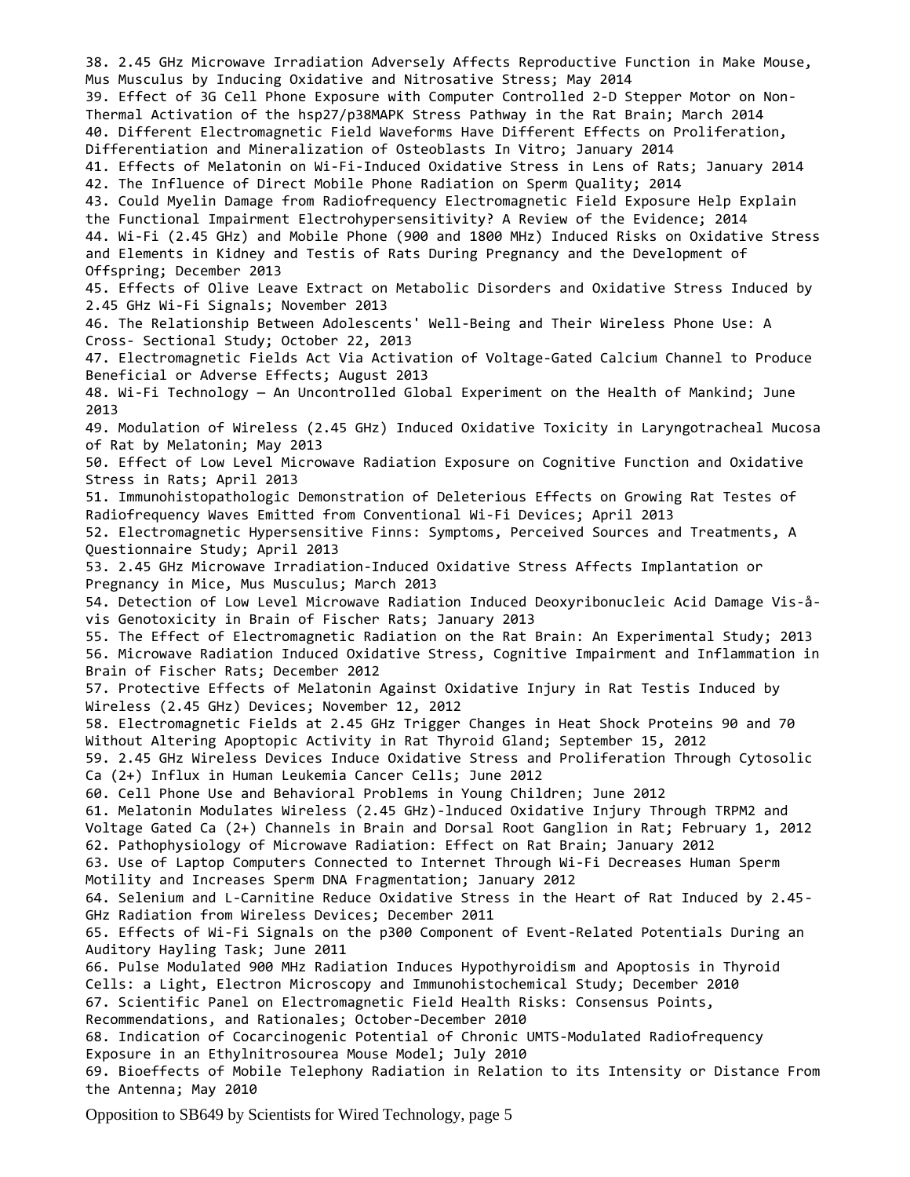38. 2.45 GHz Microwave Irradiation Adversely Affects Reproductive Function in Make Mouse, Mus Musculus by Inducing Oxidative and Nitrosative Stress; May 2014
39. Effect of 3G Cell Phone Exposure with Computer Controlled 2-D Stepper Motor on Non-Thermal Activation of the hsp27/p38MAPK Stress Pathway in the Rat Brain; March 2014
40. Different Electromagnetic Field Waveforms Have Different Effects on Proliferation, Differentiation and Mineralization of Osteoblasts In Vitro; January 2014
41. Effects of Melatonin on Wi-Fi-Induced Oxidative Stress in Lens of Rats; January 2014
42. The Influence of Direct Mobile Phone Radiation on Sperm Quality; 2014
43. Could Myelin Damage from Radiofrequency Electromagnetic Field Exposure Help Explain the Functional Impairment Electrohypersensitivity? A Review of the Evidence; 2014
44. Wi-Fi (2.45 GHz) and Mobile Phone (900 and 1800 MHz) Induced Risks on Oxidative Stress and Elements in Kidney and Testis of Rats During Pregnancy and the Development of Offspring; December 2013
45. Effects of Olive Leave Extract on Metabolic Disorders and Oxidative Stress Induced by 2.45 GHz Wi-Fi Signals; November 2013
46. The Relationship Between Adolescents' Well-Being and Their Wireless Phone Use: A Cross- Sectional Study; October 22, 2013
47. Electromagnetic Fields Act Via Activation of Voltage-Gated Calcium Channel to Produce Beneficial or Adverse Effects; August 2013
48. Wi-Fi Technology – An Uncontrolled Global Experiment on the Health of Mankind; June 2013
49. Modulation of Wireless (2.45 GHz) Induced Oxidative Toxicity in Laryngotracheal Mucosa of Rat by Melatonin; May 2013
50. Effect of Low Level Microwave Radiation Exposure on Cognitive Function and Oxidative Stress in Rats; April 2013
51. Immunohistopathologic Demonstration of Deleterious Effects on Growing Rat Testes of Radiofrequency Waves Emitted from Conventional Wi-Fi Devices; April 2013
52. Electromagnetic Hypersensitive Finns: Symptoms, Perceived Sources and Treatments, A Questionnaire Study; April 2013
53. 2.45 GHz Microwave Irradiation-Induced Oxidative Stress Affects Implantation or Pregnancy in Mice, Mus Musculus; March 2013
54. Detection of Low Level Microwave Radiation Induced Deoxyribonucleic Acid Damage Vis-à-vis Genotoxicity in Brain of Fischer Rats; January 2013
55. The Effect of Electromagnetic Radiation on the Rat Brain: An Experimental Study; 2013
56. Microwave Radiation Induced Oxidative Stress, Cognitive Impairment and Inflammation in Brain of Fischer Rats; December 2012
57. Protective Effects of Melatonin Against Oxidative Injury in Rat Testis Induced by Wireless (2.45 GHz) Devices; November 12, 2012
58. Electromagnetic Fields at 2.45 GHz Trigger Changes in Heat Shock Proteins 90 and 70 Without Altering Apoptopic Activity in Rat Thyroid Gland; September 15, 2012
59. 2.45 GHz Wireless Devices Induce Oxidative Stress and Proliferation Through Cytosolic Ca (2+) Influx in Human Leukemia Cancer Cells; June 2012
60. Cell Phone Use and Behavioral Problems in Young Children; June 2012
61. Melatonin Modulates Wireless (2.45 GHz)-lnduced Oxidative Injury Through TRPM2 and Voltage Gated Ca (2+) Channels in Brain and Dorsal Root Ganglion in Rat; February 1, 2012
62. Pathophysiology of Microwave Radiation: Effect on Rat Brain; January 2012
63. Use of Laptop Computers Connected to Internet Through Wi-Fi Decreases Human Sperm Motility and Increases Sperm DNA Fragmentation; January 2012
64. Selenium and L-Carnitine Reduce Oxidative Stress in the Heart of Rat Induced by 2.45-GHz Radiation from Wireless Devices; December 2011
65. Effects of Wi-Fi Signals on the p300 Component of Event-Related Potentials During an Auditory Hayling Task; June 2011
66. Pulse Modulated 900 MHz Radiation Induces Hypothyroidism and Apoptosis in Thyroid Cells: a Light, Electron Microscopy and Immunohistochemical Study; December 2010
67. Scientific Panel on Electromagnetic Field Health Risks: Consensus Points, Recommendations, and Rationales; October-December 2010
68. Indication of Cocarcinogenic Potential of Chronic UMTS-Modulated Radiofrequency Exposure in an Ethylnitrosourea Mouse Model; July 2010
69. Bioeffects of Mobile Telephony Radiation in Relation to its Intensity or Distance From the Antenna; May 2010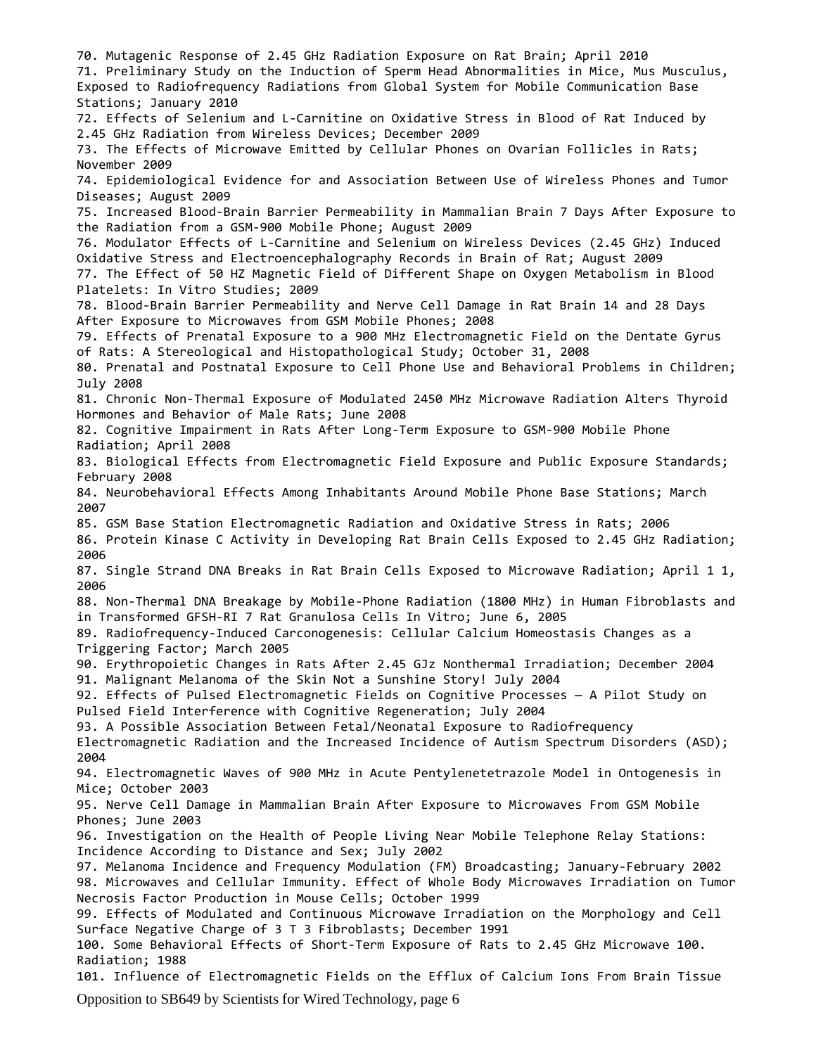70. Mutagenic Response of 2.45 GHz Radiation Exposure on Rat Brain; April 2010
71. Preliminary Study on the Induction of Sperm Head Abnormalities in Mice, Mus Musculus, Exposed to Radiofrequency Radiations from Global System for Mobile Communication Base Stations; January 2010
72. Effects of Selenium and L-Carnitine on Oxidative Stress in Blood of Rat Induced by 2.45 GHz Radiation from Wireless Devices; December 2009
73. The Effects of Microwave Emitted by Cellular Phones on Ovarian Follicles in Rats; November 2009
74. Epidemiological Evidence for and Association Between Use of Wireless Phones and Tumor Diseases; August 2009
75. Increased Blood-Brain Barrier Permeability in Mammalian Brain 7 Days After Exposure to the Radiation from a GSM-900 Mobile Phone; August 2009
76. Modulator Effects of L-Carnitine and Selenium on Wireless Devices (2.45 GHz) Induced Oxidative Stress and Electroencephalography Records in Brain of Rat; August 2009
77. The Effect of 50 HZ Magnetic Field of Different Shape on Oxygen Metabolism in Blood Platelets: In Vitro Studies; 2009
78. Blood-Brain Barrier Permeability and Nerve Cell Damage in Rat Brain 14 and 28 Days After Exposure to Microwaves from GSM Mobile Phones; 2008
79. Effects of Prenatal Exposure to a 900 MHz Electromagnetic Field on the Dentate Gyrus of Rats: A Stereological and Histopathological Study; October 31, 2008
80. Prenatal and Postnatal Exposure to Cell Phone Use and Behavioral Problems in Children; July 2008
81. Chronic Non-Thermal Exposure of Modulated 2450 MHz Microwave Radiation Alters Thyroid Hormones and Behavior of Male Rats; June 2008
82. Cognitive Impairment in Rats After Long-Term Exposure to GSM-900 Mobile Phone Radiation; April 2008
83. Biological Effects from Electromagnetic Field Exposure and Public Exposure Standards; February 2008
84. Neurobehavioral Effects Among Inhabitants Around Mobile Phone Base Stations; March 2007
85. GSM Base Station Electromagnetic Radiation and Oxidative Stress in Rats; 2006
86. Protein Kinase C Activity in Developing Rat Brain Cells Exposed to 2.45 GHz Radiation; 2006
87. Single Strand DNA Breaks in Rat Brain Cells Exposed to Microwave Radiation; April 1 1, 2006
88. Non-Thermal DNA Breakage by Mobile-Phone Radiation (1800 MHz) in Human Fibroblasts and in Transformed GFSH-RI 7 Rat Granulosa Cells In Vitro; June 6, 2005
89. Radiofrequency-Induced Carconogenesis: Cellular Calcium Homeostasis Changes as a Triggering Factor; March 2005
90. Erythropoietic Changes in Rats After 2.45 GJz Nonthermal Irradiation; December 2004
91. Malignant Melanoma of the Skin Not a Sunshine Story! July 2004
92. Effects of Pulsed Electromagnetic Fields on Cognitive Processes – A Pilot Study on Pulsed Field Interference with Cognitive Regeneration; July 2004
93. A Possible Association Between Fetal/Neonatal Exposure to Radiofrequency Electromagnetic Radiation and the Increased Incidence of Autism Spectrum Disorders (ASD); 2004
94. Electromagnetic Waves of 900 MHz in Acute Pentylenetetrazole Model in Ontogenesis in Mice; October 2003
95. Nerve Cell Damage in Mammalian Brain After Exposure to Microwaves From GSM Mobile Phones; June 2003
96. Investigation on the Health of People Living Near Mobile Telephone Relay Stations: Incidence According to Distance and Sex; July 2002
97. Melanoma Incidence and Frequency Modulation (FM) Broadcasting; January-February 2002
98. Microwaves and Cellular Immunity. Effect of Whole Body Microwaves Irradiation on Tumor Necrosis Factor Production in Mouse Cells; October 1999
99. Effects of Modulated and Continuous Microwave Irradiation on the Morphology and Cell Surface Negative Charge of 3 T 3 Fibroblasts; December 1991
100. Some Behavioral Effects of Short-Term Exposure of Rats to 2.45 GHz Microwave 100. Radiation; 1988
101. Influence of Electromagnetic Fields on the Efflux of Calcium Ions From Brain Tissue

Opposition to SB649 by Scientists for Wired Technology, page 6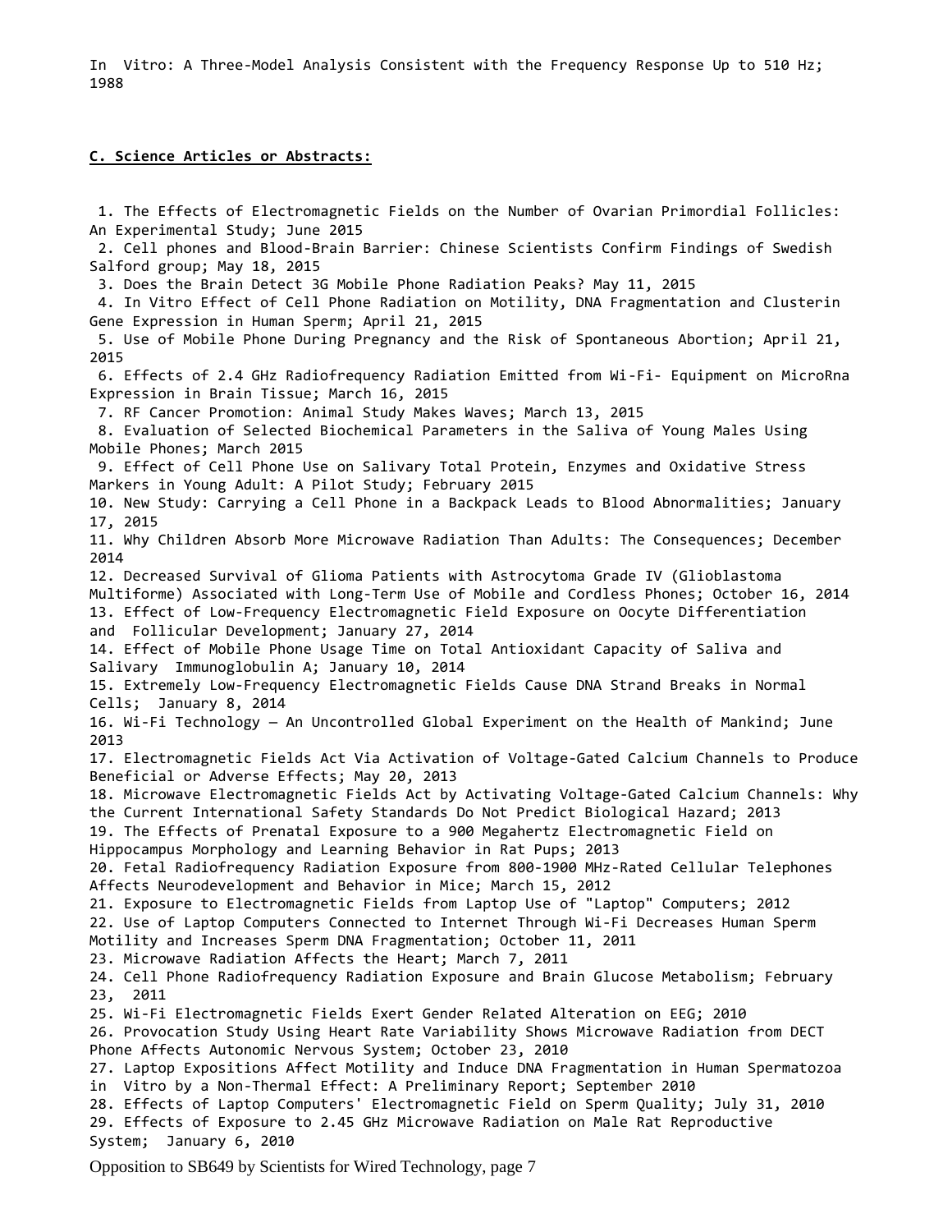In Vitro: A Three-Model Analysis Consistent with the Frequency Response Up to 510 Hz; 1988

**C. Science Articles or Abstracts:**

1. The Effects of Electromagnetic Fields on the Number of Ovarian Primordial Follicles: An Experimental Study; June 2015
2. Cell phones and Blood-Brain Barrier: Chinese Scientists Confirm Findings of Swedish Salford group; May 18, 2015
3. Does the Brain Detect 3G Mobile Phone Radiation Peaks? May 11, 2015
4. In Vitro Effect of Cell Phone Radiation on Motility, DNA Fragmentation and Clusterin Gene Expression in Human Sperm; April 21, 2015
5. Use of Mobile Phone During Pregnancy and the Risk of Spontaneous Abortion; April 21, 2015
6. Effects of 2.4 GHz Radiofrequency Radiation Emitted from Wi-Fi- Equipment on MicroRna Expression in Brain Tissue; March 16, 2015
7. RF Cancer Promotion: Animal Study Makes Waves; March 13, 2015
8. Evaluation of Selected Biochemical Parameters in the Saliva of Young Males Using Mobile Phones; March 2015
9. Effect of Cell Phone Use on Salivary Total Protein, Enzymes and Oxidative Stress Markers in Young Adult: A Pilot Study; February 2015
10. New Study: Carrying a Cell Phone in a Backpack Leads to Blood Abnormalities; January 17, 2015
11. Why Children Absorb More Microwave Radiation Than Adults: The Consequences; December 2014
12. Decreased Survival of Glioma Patients with Astrocytoma Grade IV (Glioblastoma Multiforme) Associated with Long-Term Use of Mobile and Cordless Phones; October 16, 2014
13. Effect of Low-Frequency Electromagnetic Field Exposure on Oocyte Differentiation and Follicular Development; January 27, 2014
14. Effect of Mobile Phone Usage Time on Total Antioxidant Capacity of Saliva and Salivary Immunoglobulin A; January 10, 2014
15. Extremely Low-Frequency Electromagnetic Fields Cause DNA Strand Breaks in Normal Cells; January 8, 2014
16. Wi-Fi Technology – An Uncontrolled Global Experiment on the Health of Mankind; June 2013
17. Electromagnetic Fields Act Via Activation of Voltage-Gated Calcium Channels to Produce Beneficial or Adverse Effects; May 20, 2013
18. Microwave Electromagnetic Fields Act by Activating Voltage-Gated Calcium Channels: Why the Current International Safety Standards Do Not Predict Biological Hazard; 2013
19. The Effects of Prenatal Exposure to a 900 Megahertz Electromagnetic Field on Hippocampus Morphology and Learning Behavior in Rat Pups; 2013
20. Fetal Radiofrequency Radiation Exposure from 800-1900 MHz-Rated Cellular Telephones Affects Neurodevelopment and Behavior in Mice; March 15, 2012
21. Exposure to Electromagnetic Fields from Laptop Use of "Laptop" Computers; 2012
22. Use of Laptop Computers Connected to Internet Through Wi-Fi Decreases Human Sperm Motility and Increases Sperm DNA Fragmentation; October 11, 2011
23. Microwave Radiation Affects the Heart; March 7, 2011
24. Cell Phone Radiofrequency Radiation Exposure and Brain Glucose Metabolism; February 23, 2011
25. Wi-Fi Electromagnetic Fields Exert Gender Related Alteration on EEG; 2010
26. Provocation Study Using Heart Rate Variability Shows Microwave Radiation from DECT Phone Affects Autonomic Nervous System; October 23, 2010
27. Laptop Expositions Affect Motility and Induce DNA Fragmentation in Human Spermatozoa in Vitro by a Non-Thermal Effect: A Preliminary Report; September 2010
28. Effects of Laptop Computers' Electromagnetic Field on Sperm Quality; July 31, 2010
29. Effects of Exposure to 2.45 GHz Microwave Radiation on Male Rat Reproductive System; January 6, 2010

Opposition to SB649 by Scientists for Wired Technology, page 7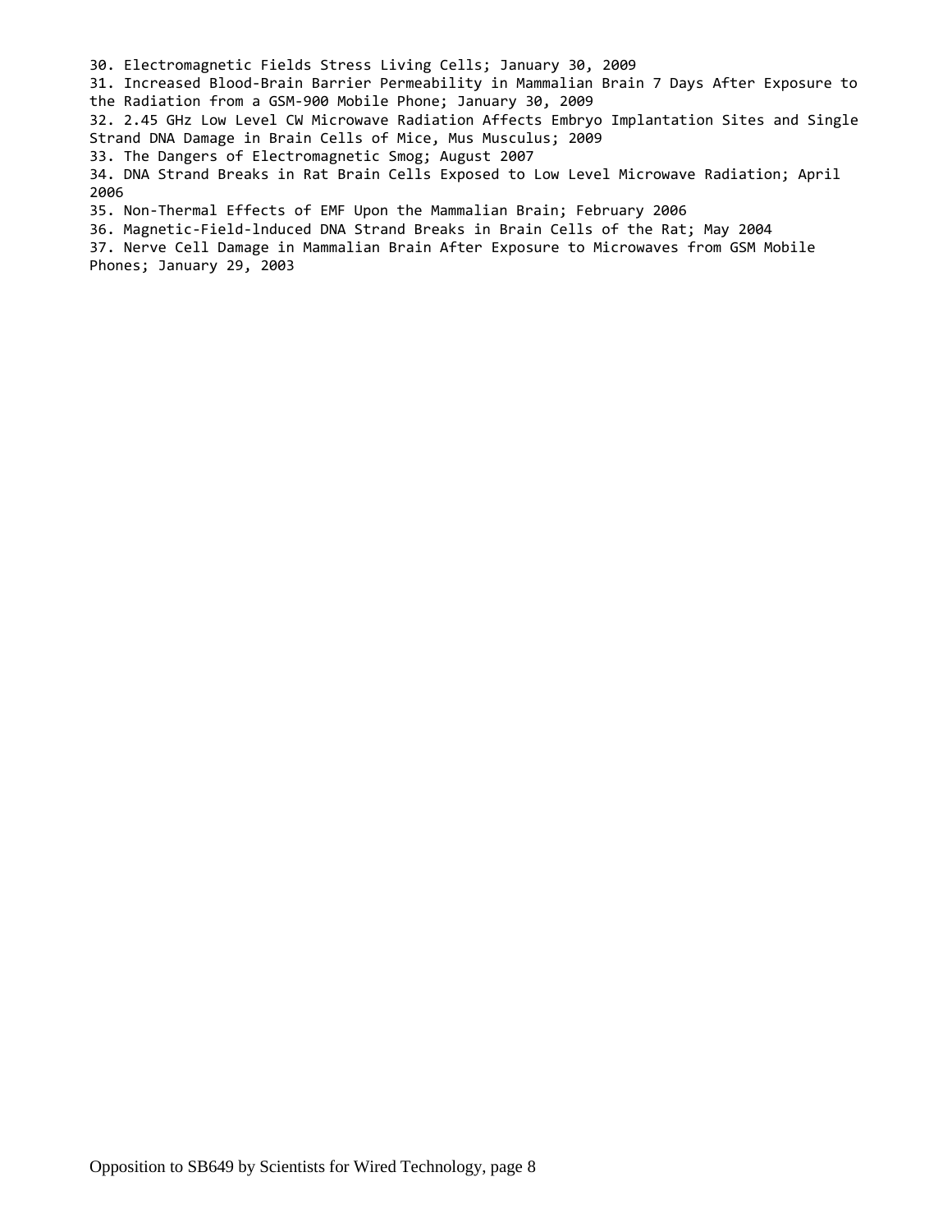30. Electromagnetic Fields Stress Living Cells; January 30, 2009
31. Increased Blood-Brain Barrier Permeability in Mammalian Brain 7 Days After Exposure to the Radiation from a GSM-900 Mobile Phone; January 30, 2009
32. 2.45 GHz Low Level CW Microwave Radiation Affects Embryo Implantation Sites and Single Strand DNA Damage in Brain Cells of Mice, Mus Musculus; 2009
33. The Dangers of Electromagnetic Smog; August 2007
34. DNA Strand Breaks in Rat Brain Cells Exposed to Low Level Microwave Radiation; April 2006
35. Non-Thermal Effects of EMF Upon the Mammalian Brain; February 2006
36. Magnetic-Field-lnduced DNA Strand Breaks in Brain Cells of the Rat; May 2004
37. Nerve Cell Damage in Mammalian Brain After Exposure to Microwaves from GSM Mobile Phones; January 29, 2003